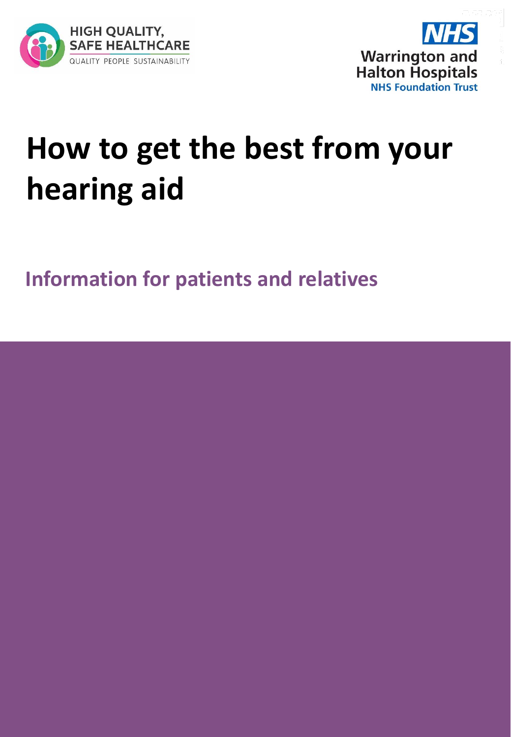HIGH QUALITY, SAFE HEALTHCARE

QUALITY PEOPLE SUSTAINABILITY

NHS

Warrington and Halton Hospitals

NHS Foundation Trust

# How to get the best from your hearing aid

## Information for patients and relatives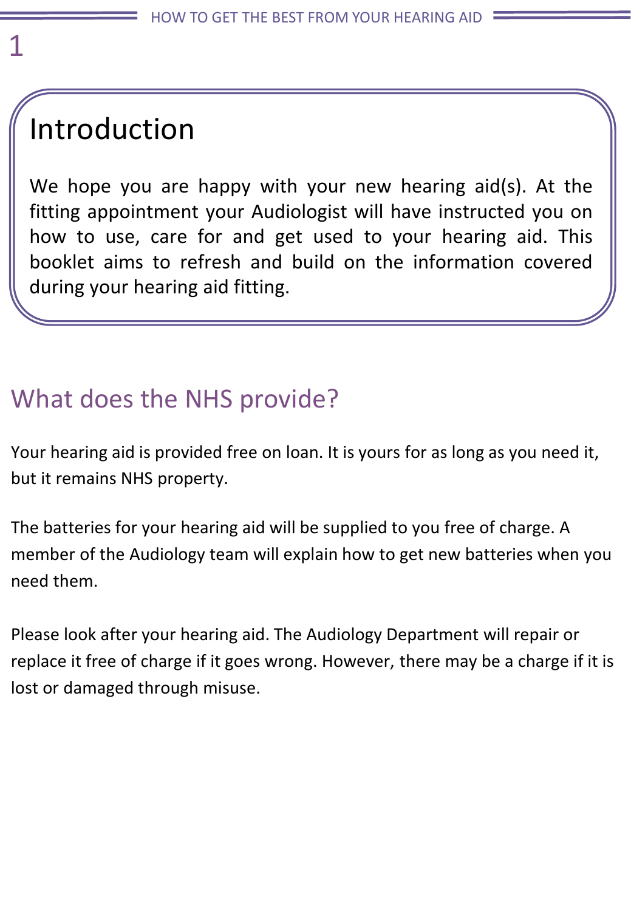## Introduction

We hope you are happy with your new hearing aid(s). At the fitting appointment your Audiologist will have instructed you on how to use, care for and get used to your hearing aid. This booklet aims to refresh and build on the information covered during your hearing aid fitting.

## What does the NHS provide?

Your hearing aid is provided free on loan. It is yours for as long as you need it, but it remains NHS property.

The batteries for your hearing aid will be supplied to you free of charge. A member of the Audiology team will explain how to get new batteries when you need them.

Please look after your hearing aid. The Audiology Department will repair or replace it free of charge if it goes wrong. However, there may be a charge if it is lost or damaged through misuse.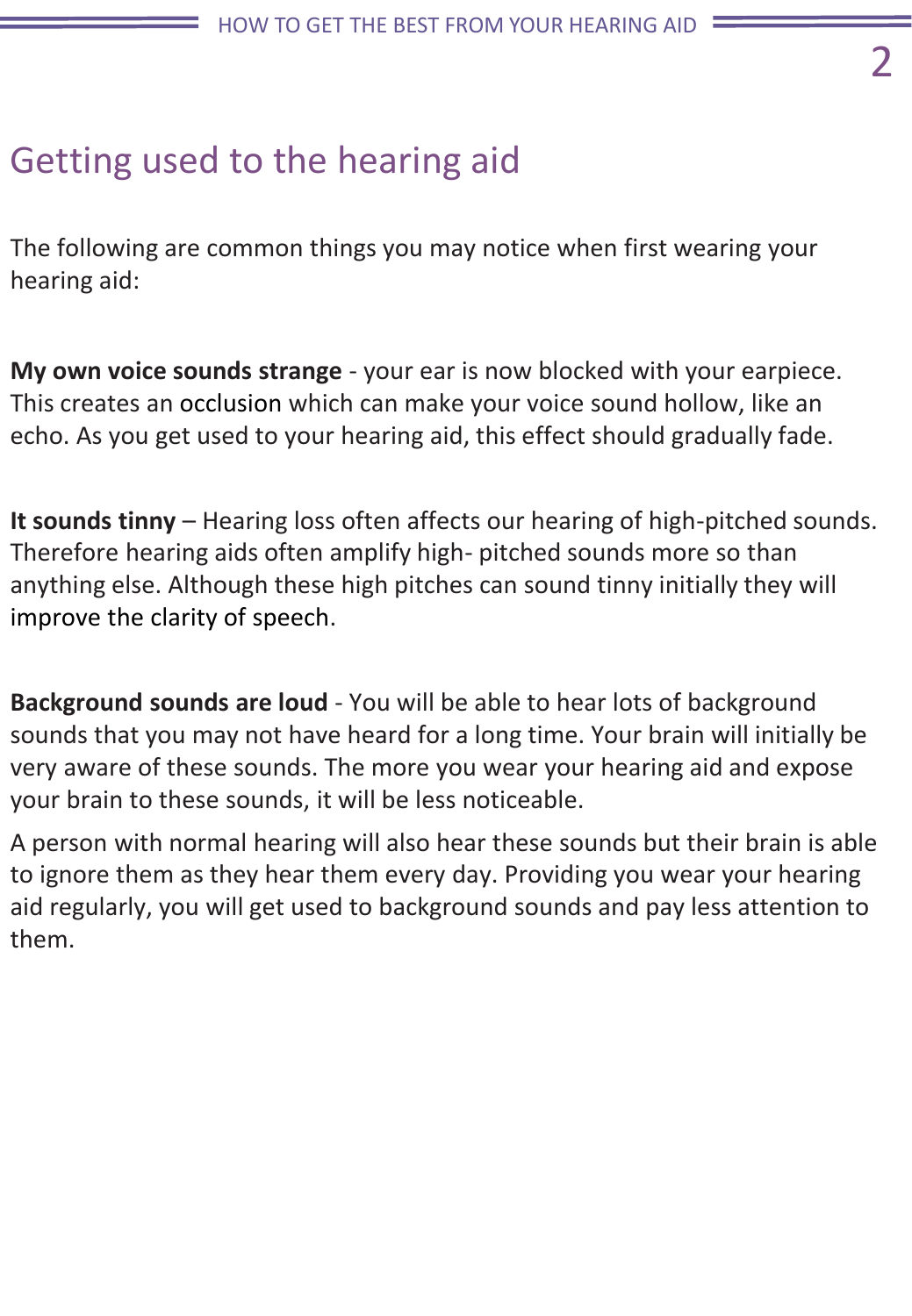# Getting used to the hearing aid

The following are common things you may notice when first wearing your hearing aid:

**My own voice sounds strange** - your ear is now blocked with your earpiece. This creates an occlusion which can make your voice sound hollow, like an echo. As you get used to your hearing aid, this effect should gradually fade.

**It sounds tinny** – Hearing loss often affects our hearing of high-pitched sounds. Therefore hearing aids often amplify high- pitched sounds more so than anything else. Although these high pitches can sound tinny initially they will improve the clarity of speech.

**Background sounds are loud** - You will be able to hear lots of background sounds that you may not have heard for a long time. Your brain will initially be very aware of these sounds. The more you wear your hearing aid and expose your brain to these sounds, it will be less noticeable.

A person with normal hearing will also hear these sounds but their brain is able to ignore them as they hear them every day. Providing you wear your hearing aid regularly, you will get used to background sounds and pay less attention to them.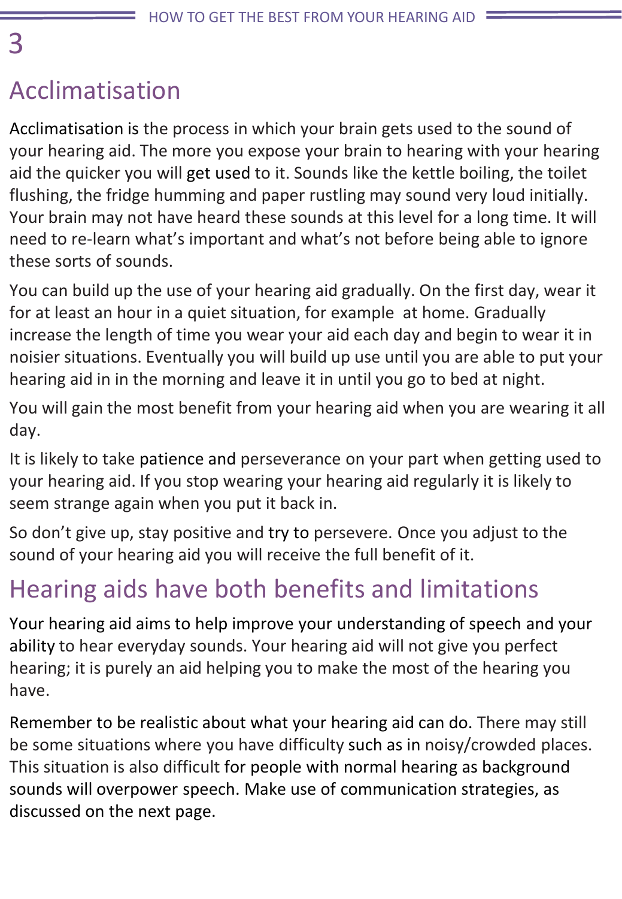# 3

## Acclimatisation

Acclimatisation is the process in which your brain gets used to the sound of your hearing aid. The more you expose your brain to hearing with your hearing aid the quicker you will get used to it. Sounds like the kettle boiling, the toilet flushing, the fridge humming and paper rustling may sound very loud initially. Your brain may not have heard these sounds at this level for a long time. It will need to re-learn what's important and what's not before being able to ignore these sorts of sounds.

You can build up the use of your hearing aid gradually. On the first day, wear it for at least an hour in a quiet situation, for example at home. Gradually increase the length of time you wear your aid each day and begin to wear it in noisier situations. Eventually you will build up use until you are able to put your hearing aid in in the morning and leave it in until you go to bed at night.

You will gain the most benefit from your hearing aid when you are wearing it all day.

It is likely to take patience and perseverance on your part when getting used to your hearing aid. If you stop wearing your hearing aid regularly it is likely to seem strange again when you put it back in.

So don't give up, stay positive and try to persevere. Once you adjust to the sound of your hearing aid you will receive the full benefit of it.

## Hearing aids have both benefits and limitations

Your hearing aid aims to help improve your understanding of speech and your ability to hear everyday sounds. Your hearing aid will not give you perfect hearing; it is purely an aid helping you to make the most of the hearing you have.

Remember to be realistic about what your hearing aid can do. There may still be some situations where you have difficulty such as in noisy/crowded places. This situation is also difficult for people with normal hearing as background sounds will overpower speech. Make use of communication strategies, as discussed on the next page.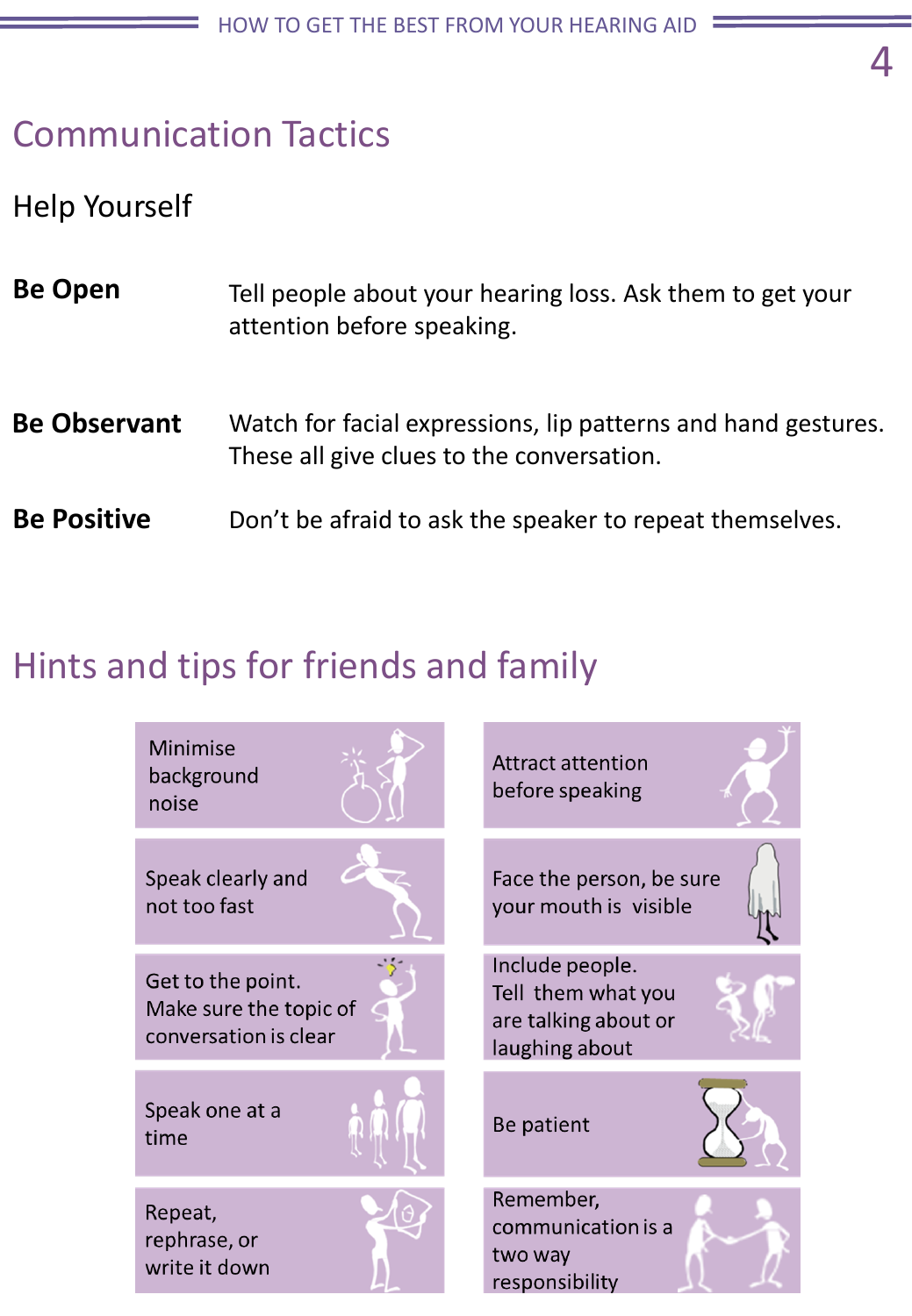# Communication Tactics

## Help Yourself

**Be Open** — Tell people about your hearing loss. Ask them to get your attention before speaking.

**Be Observant** — Watch for facial expressions, lip patterns and hand gestures. These all give clues to the conversation.

**Be Positive** — Don’t be afraid to ask the speaker to repeat themselves.

# Hints and tips for friends and family

- Minimise background noise
- Attract attention before speaking
- Speak clearly and not too fast
- Face the person, be sure your mouth is visible
- Get to the point. Make sure the topic of conversation is clear
- Include people. Tell them what you are talking about or laughing about
- Speak one at a time
- Be patient
- Repeat, rephrase, or write it down
- Remember, communication is a two way responsibility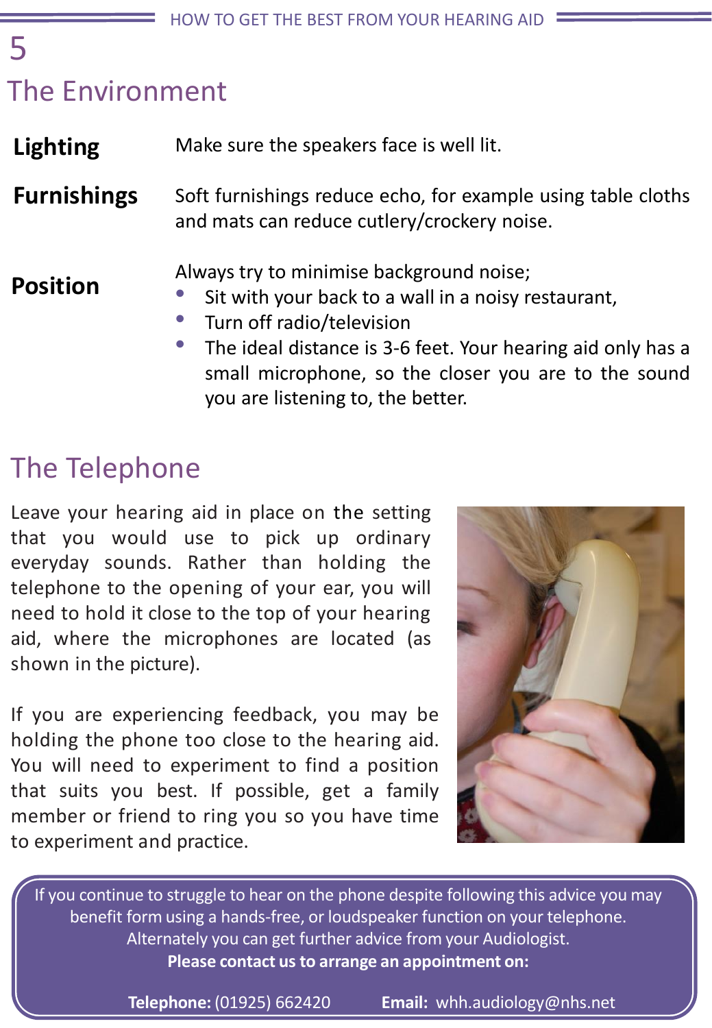# 5

## The Environment

| | |
|---|---|
| **Lighting** | Make sure the speakers face is well lit. |
| **Furnishings** | Soft furnishings reduce echo, for example using table cloths and mats can reduce cutlery/crockery noise. |
| **Position** | Always try to minimise background noise;<br>• Sit with your back to a wall in a noisy restaurant,<br>• Turn off radio/television<br>• The ideal distance is 3-6 feet. Your hearing aid only has a small microphone, so the closer you are to the sound you are listening to, the better. |

## The Telephone

Leave your hearing aid in place on the setting that you would use to pick up ordinary everyday sounds. Rather than holding the telephone to the opening of your ear, you will need to hold it close to the top of your hearing aid, where the microphones are located (as shown in the picture).

If you are experiencing feedback, you may be holding the phone too close to the hearing aid. You will need to experiment to find a position that suits you best. If possible, get a family member or friend to ring you so you have time to experiment and practice.

If you continue to struggle to hear on the phone despite following this advice you may benefit form using a hands-free, or loudspeaker function on your telephone. Alternately you can get further advice from your Audiologist.

**Please contact us to arrange an appointment on:**

**Telephone:** (01925) 662420 **Email:** whh.audiology@nhs.net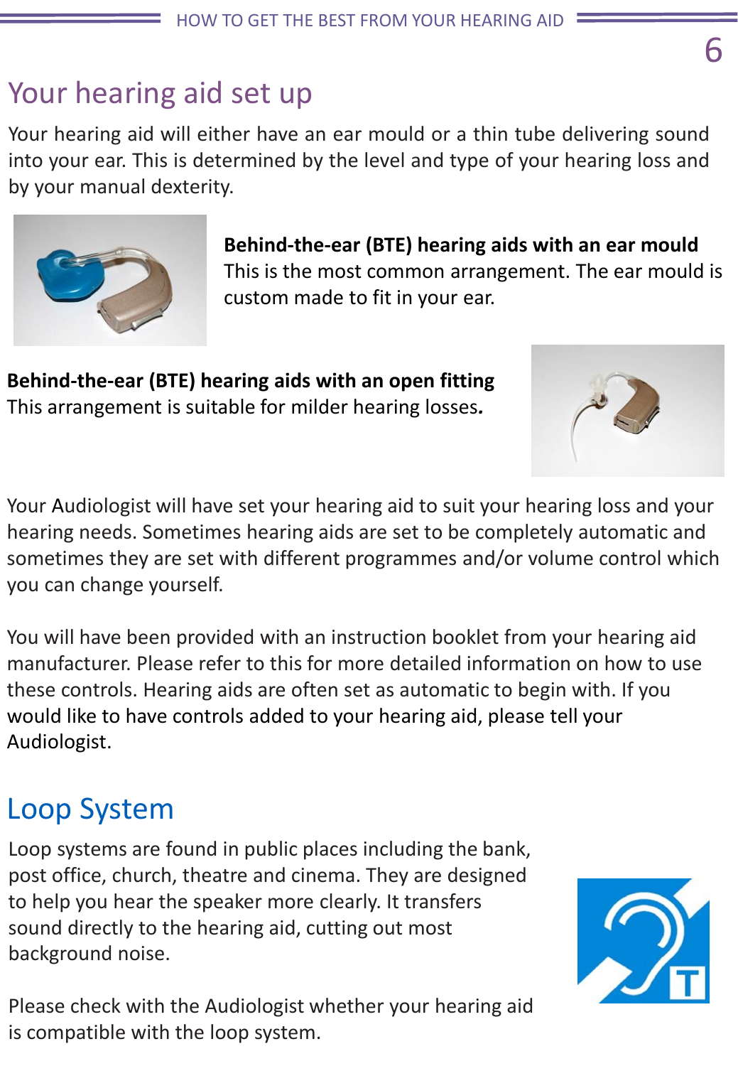## Your hearing aid set up

Your hearing aid will either have an ear mould or a thin tube delivering sound into your ear. This is determined by the level and type of your hearing loss and by your manual dexterity.

**Behind-the-ear (BTE) hearing aids with an ear mould**
This is the most common arrangement. The ear mould is custom made to fit in your ear.

**Behind-the-ear (BTE) hearing aids with an open fitting**
This arrangement is suitable for milder hearing losses.

Your Audiologist will have set your hearing aid to suit your hearing loss and your hearing needs. Sometimes hearing aids are set to be completely automatic and sometimes they are set with different programmes and/or volume control which you can change yourself.

You will have been provided with an instruction booklet from your hearing aid manufacturer. Please refer to this for more detailed information on how to use these controls. Hearing aids are often set as automatic to begin with. If you would like to have controls added to your hearing aid, please tell your Audiologist.

## Loop System

Loop systems are found in public places including the bank, post office, church, theatre and cinema. They are designed to help you hear the speaker more clearly. It transfers sound directly to the hearing aid, cutting out most background noise.

Please check with the Audiologist whether your hearing aid is compatible with the loop system.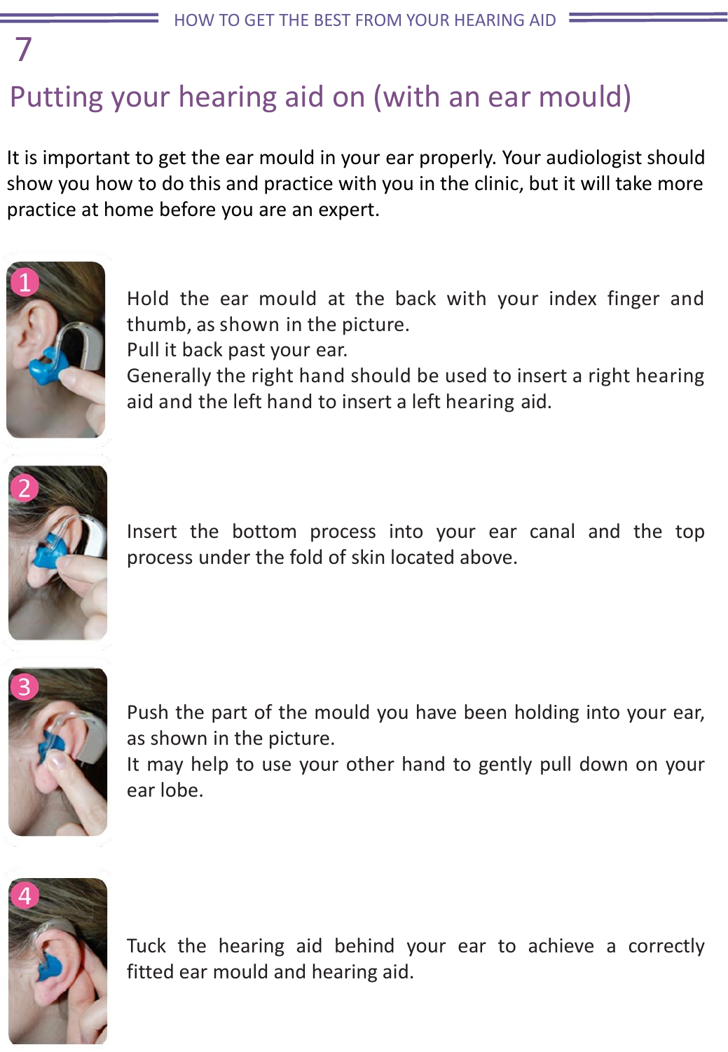# 7

## Putting your hearing aid on (with an ear mould)

It is important to get the ear mould in your ear properly. Your audiologist should show you how to do this and practice with you in the clinic, but it will take more practice at home before you are an expert.

1. Hold the ear mould at the back with your index finger and thumb, as shown in the picture.
   Pull it back past your ear.
   Generally the right hand should be used to insert a right hearing aid and the left hand to insert a left hearing aid.

2. Insert the bottom process into your ear canal and the top process under the fold of skin located above.

3. Push the part of the mould you have been holding into your ear, as shown in the picture.
   It may help to use your other hand to gently pull down on your ear lobe.

4. Tuck the hearing aid behind your ear to achieve a correctly fitted ear mould and hearing aid.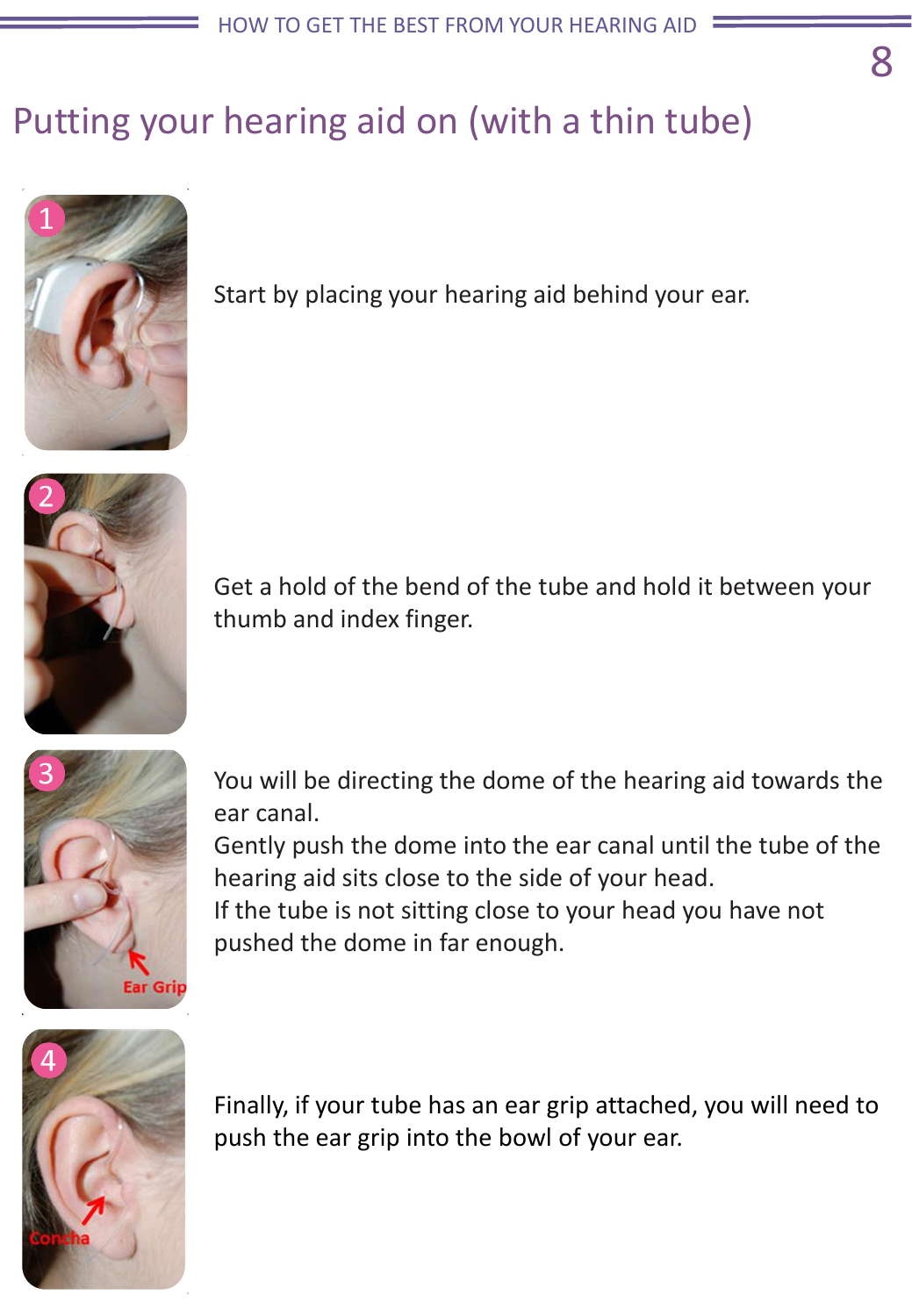# Putting your hearing aid on (with a thin tube)

1. Start by placing your hearing aid behind your ear.

2. Get a hold of the bend of the tube and hold it between your thumb and index finger.

3. You will be directing the dome of the hearing aid towards the ear canal.
Gently push the dome into the ear canal until the tube of the hearing aid sits close to the side of your head.
If the tube is not sitting close to your head you have not pushed the dome in far enough.

4. Finally, if your tube has an ear grip attached, you will need to push the ear grip into the bowl of your ear.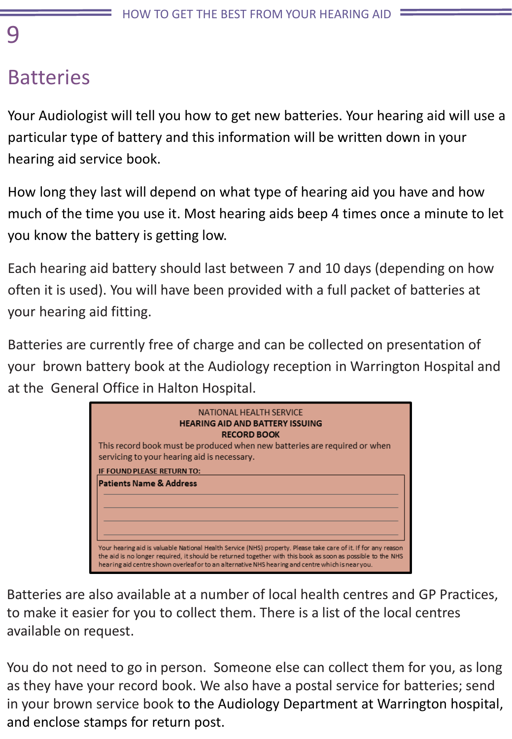# Batteries

Your Audiologist will tell you how to get new batteries. Your hearing aid will use a particular type of battery and this information will be written down in your hearing aid service book.

How long they last will depend on what type of hearing aid you have and how much of the time you use it. Most hearing aids beep 4 times once a minute to let you know the battery is getting low.

Each hearing aid battery should last between 7 and 10 days (depending on how often it is used). You will have been provided with a full packet of batteries at your hearing aid fitting.

Batteries are currently free of charge and can be collected on presentation of your brown battery book at the Audiology reception in Warrington Hospital and at the General Office in Halton Hospital.

> NATIONAL HEALTH SERVICE
> **HEARING AID AND BATTERY ISSUING RECORD BOOK**
>
> This record book must be produced when new batteries are required or when servicing to your hearing aid is necessary.
>
> **IF FOUND PLEASE RETURN TO:**
>
> **Patients Name & Address**
>
> ______________________________
>
> ______________________________
>
> ______________________________
>
> ______________________________
>
> Your hearing aid is valuable National Health Service (NHS) property. Please take care of it. If for any reason the aid is no longer required, it should be returned together with this book as soon as possible to the NHS hearing aid centre shown overleaf or to an alternative NHS hearing and centre which is near you.

Batteries are also available at a number of local health centres and GP Practices, to make it easier for you to collect them. There is a list of the local centres available on request.

You do not need to go in person. Someone else can collect them for you, as long as they have your record book. We also have a postal service for batteries; send in your brown service book to the Audiology Department at Warrington hospital, and enclose stamps for return post.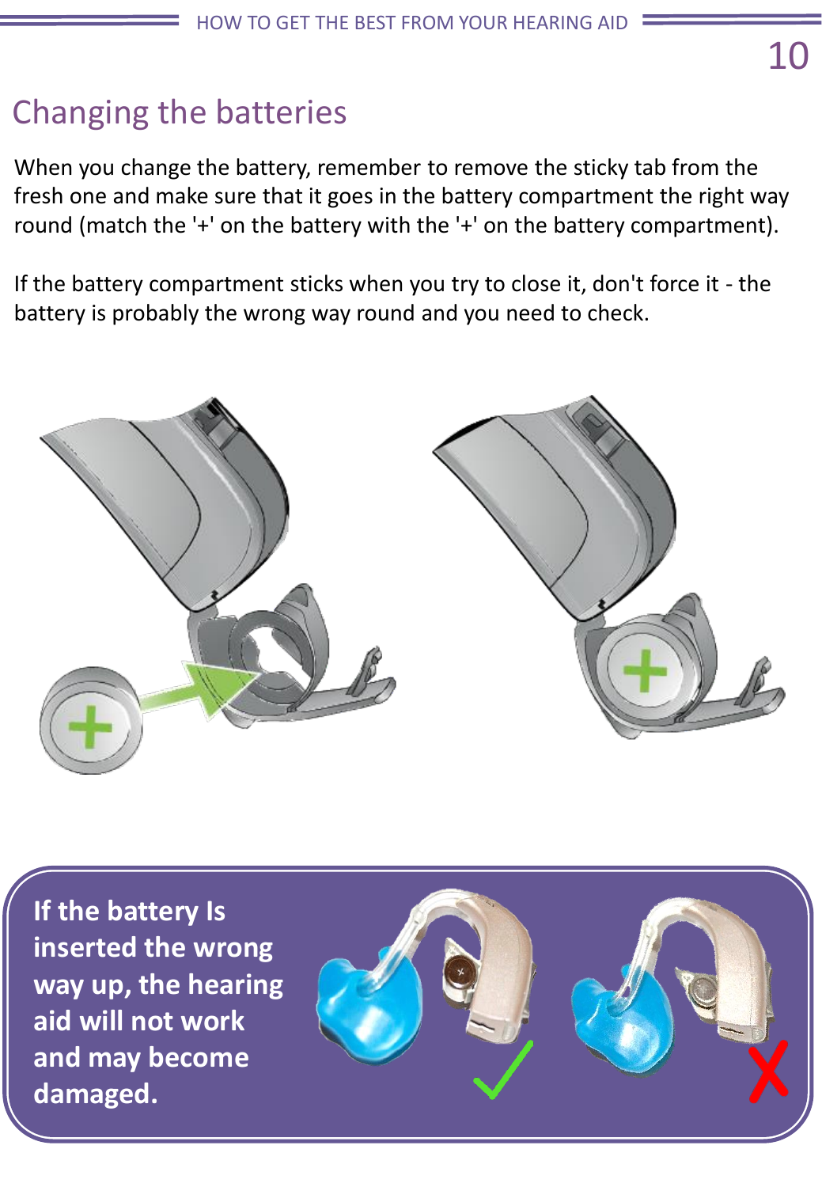## Changing the batteries

When you change the battery, remember to remove the sticky tab from the fresh one and make sure that it goes in the battery compartment the right way round (match the '+' on the battery with the '+' on the battery compartment).

If the battery compartment sticks when you try to close it, don't force it - the battery is probably the wrong way round and you need to check.

**If the battery Is inserted the wrong way up, the hearing aid will not work and may become damaged.**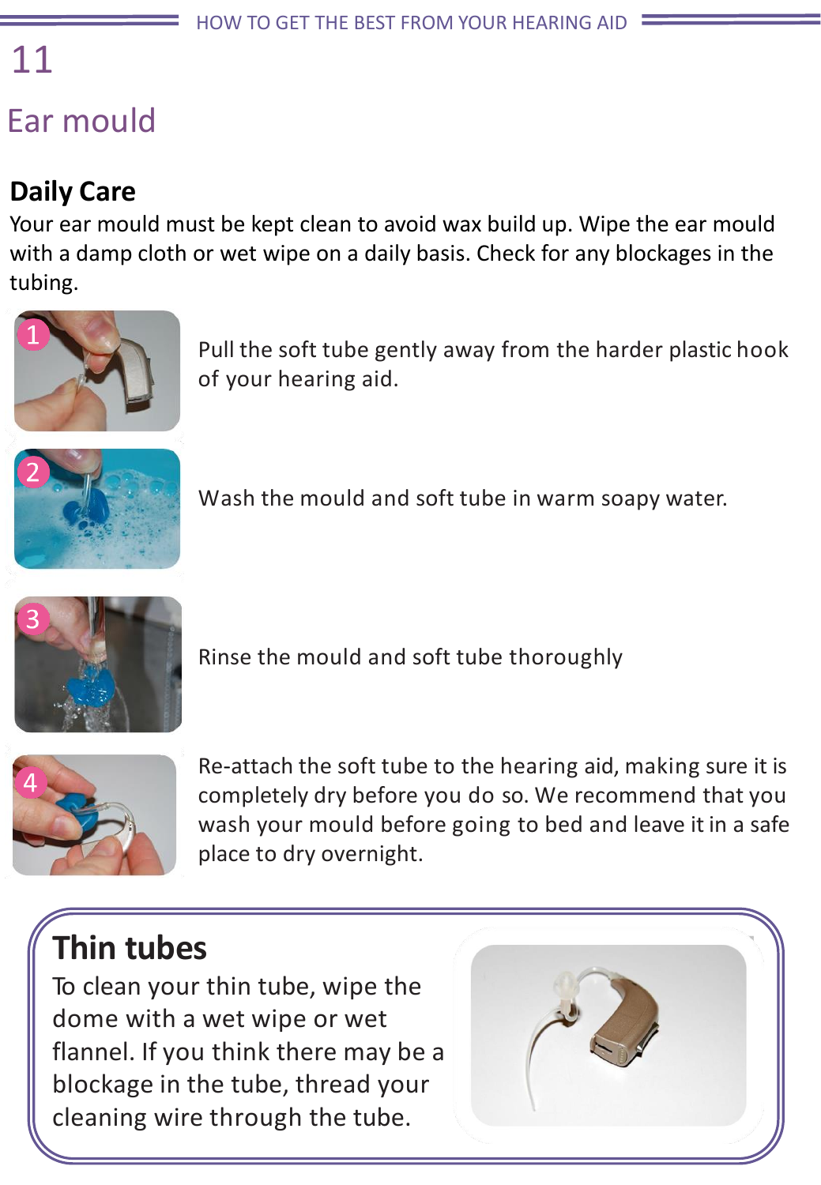# Ear mould

## Daily Care

Your ear mould must be kept clean to avoid wax build up. Wipe the ear mould with a damp cloth or wet wipe on a daily basis. Check for any blockages in the tubing.

1. Pull the soft tube gently away from the harder plastic hook of your hearing aid.
2. Wash the mould and soft tube in warm soapy water.
3. Rinse the mould and soft tube thoroughly
4. Re-attach the soft tube to the hearing aid, making sure it is completely dry before you do so. We recommend that you wash your mould before going to bed and leave it in a safe place to dry overnight.

## Thin tubes

To clean your thin tube, wipe the dome with a wet wipe or wet flannel. If you think there may be a blockage in the tube, thread your cleaning wire through the tube.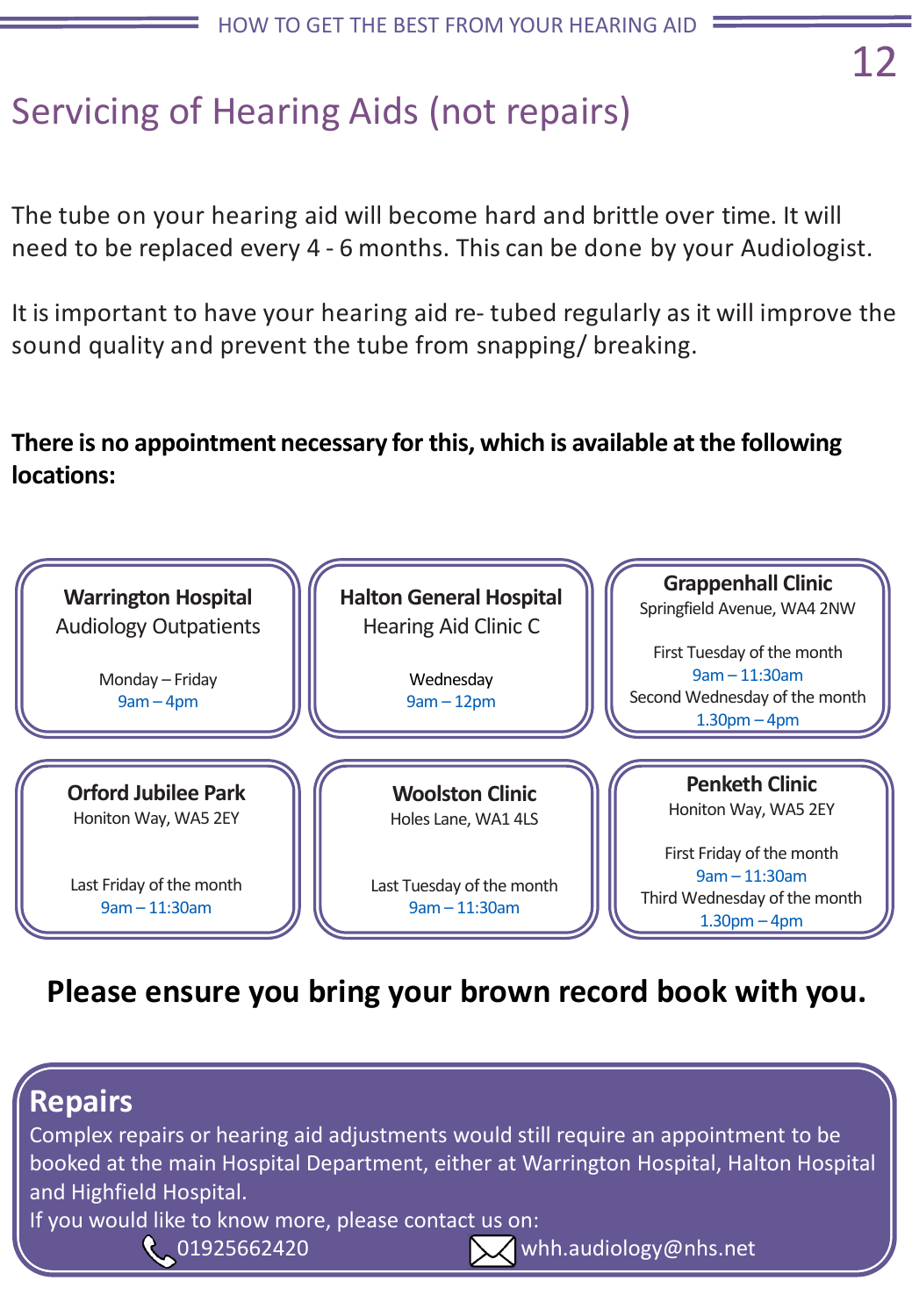# Servicing of Hearing Aids (not repairs)

The tube on your hearing aid will become hard and brittle over time. It will need to be replaced every 4 - 6 months. This can be done by your Audiologist.

It is important to have your hearing aid re- tubed regularly as it will improve the sound quality and prevent the tube from snapping/ breaking.

**There is no appointment necessary for this, which is available at the following locations:**

**Warrington Hospital**
Audiology Outpatients

Monday – Friday
9am – 4pm

**Halton General Hospital**
Hearing Aid Clinic C

Wednesday
9am – 12pm

**Grappenhall Clinic**
Springfield Avenue, WA4 2NW

First Tuesday of the month
9am – 11:30am
Second Wednesday of the month
1.30pm – 4pm

**Orford Jubilee Park**
Honiton Way, WA5 2EY

Last Friday of the month
9am – 11:30am

**Woolston Clinic**
Holes Lane, WA1 4LS

Last Tuesday of the month
9am – 11:30am

**Penketh Clinic**
Honiton Way, WA5 2EY

First Friday of the month
9am – 11:30am
Third Wednesday of the month
1.30pm – 4pm

**Please ensure you bring your brown record book with you.**

## Repairs

Complex repairs or hearing aid adjustments would still require an appointment to be booked at the main Hospital Department, either at Warrington Hospital, Halton Hospital and Highfield Hospital.

If you would like to know more, please contact us on:

01925662420 whh.audiology@nhs.net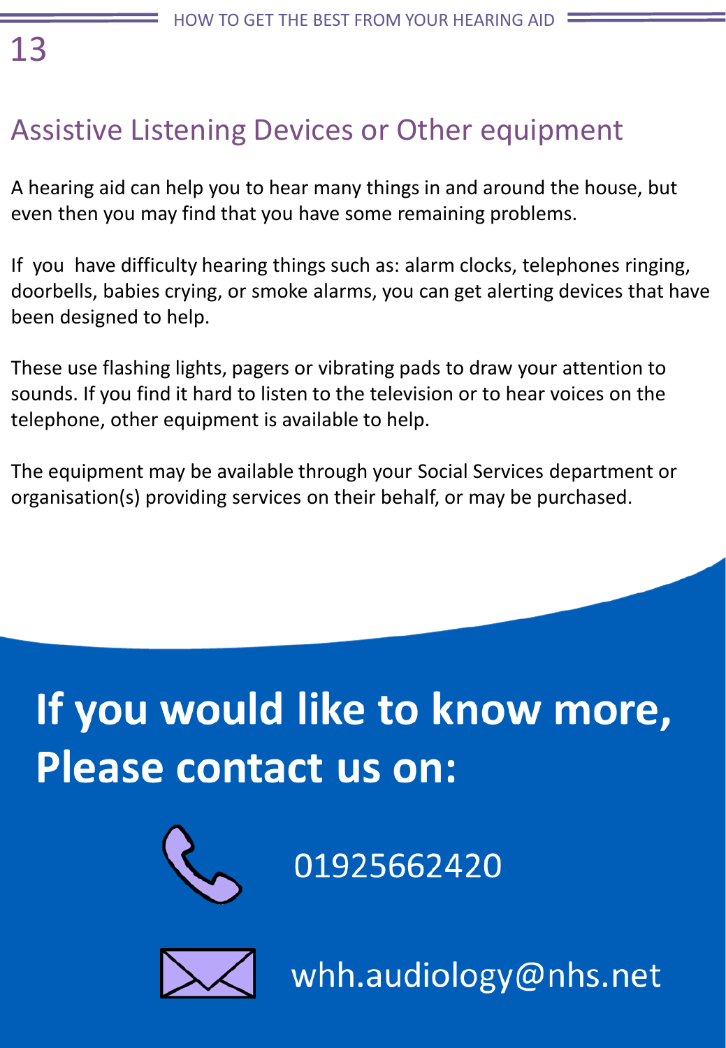## Assistive Listening Devices or Other equipment

A hearing aid can help you to hear many things in and around the house, but even then you may find that you have some remaining problems.

If you have difficulty hearing things such as: alarm clocks, telephones ringing, doorbells, babies crying, or smoke alarms, you can get alerting devices that have been designed to help.

These use flashing lights, pagers or vibrating pads to draw your attention to sounds. If you find it hard to listen to the television or to hear voices on the telephone, other equipment is available to help.

The equipment may be available through your Social Services department or organisation(s) providing services on their behalf, or may be purchased.

# If you would like to know more, Please contact us on:

01925662420

whh.audiology@nhs.net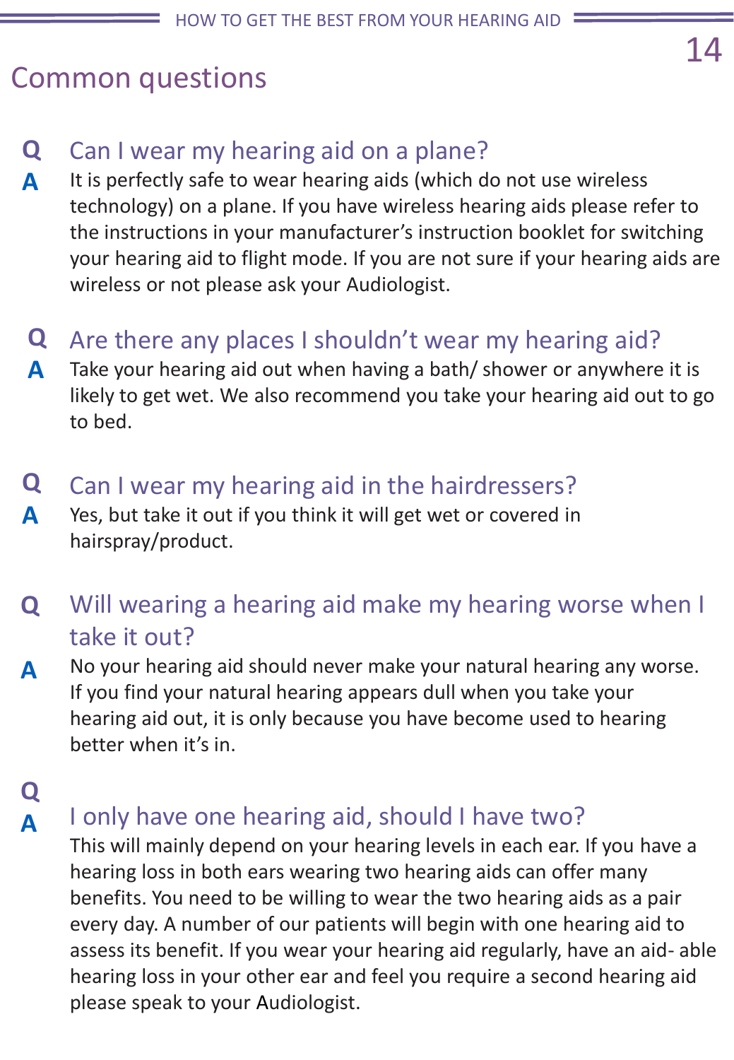## Common questions

**Q** Can I wear my hearing aid on a plane?

**A** It is perfectly safe to wear hearing aids (which do not use wireless technology) on a plane. If you have wireless hearing aids please refer to the instructions in your manufacturer's instruction booklet for switching your hearing aid to flight mode. If you are not sure if your hearing aids are wireless or not please ask your Audiologist.

**Q** Are there any places I shouldn't wear my hearing aid?

**A** Take your hearing aid out when having a bath/ shower or anywhere it is likely to get wet. We also recommend you take your hearing aid out to go to bed.

**Q** Can I wear my hearing aid in the hairdressers?

**A** Yes, but take it out if you think it will get wet or covered in hairspray/product.

**Q** Will wearing a hearing aid make my hearing worse when I take it out?

**A** No your hearing aid should never make your natural hearing any worse. If you find your natural hearing appears dull when you take your hearing aid out, it is only because you have become used to hearing better when it's in.

**Q** I only have one hearing aid, should I have two?

**A** This will mainly depend on your hearing levels in each ear. If you have a hearing loss in both ears wearing two hearing aids can offer many benefits. You need to be willing to wear the two hearing aids as a pair every day. A number of our patients will begin with one hearing aid to assess its benefit. If you wear your hearing aid regularly, have an aid- able hearing loss in your other ear and feel you require a second hearing aid please speak to your Audiologist.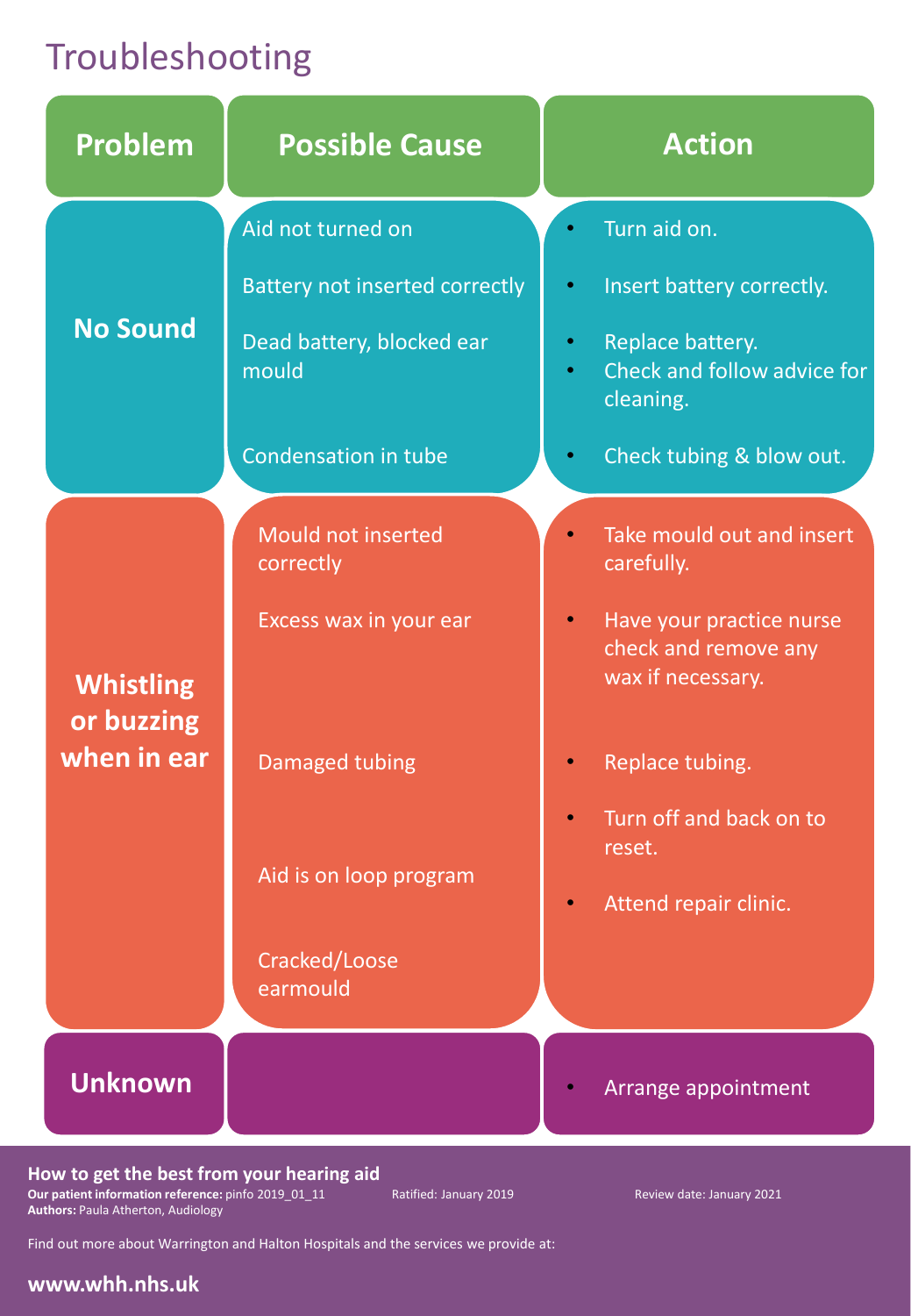# Troubleshooting

| Problem | Possible Cause | Action |
|---|---|---|
| No Sound | Aid not turned on | • Turn aid on. |
| | Battery not inserted correctly | • Insert battery correctly. |
| | Dead battery, blocked ear mould | • Replace battery.<br>• Check and follow advice for cleaning. |
| | Condensation in tube | • Check tubing & blow out. |
| Whistling or buzzing when in ear | Mould not inserted correctly | • Take mould out and insert carefully. |
| | Excess wax in your ear | • Have your practice nurse check and remove any wax if necessary. |
| | Damaged tubing | • Replace tubing. |
| | Aid is on loop program | • Turn off and back on to reset. |
| | Cracked/Loose earmould | • Attend repair clinic. |
| Unknown | | • Arrange appointment |

**How to get the best from your hearing aid**
**Our patient information reference:** pinfo 2019_01_11 Ratified: January 2019 Review date: January 2021
**Authors:** Paula Atherton, Audiology

Find out more about Warrington and Halton Hospitals and the services we provide at:

**www.whh.nhs.uk**